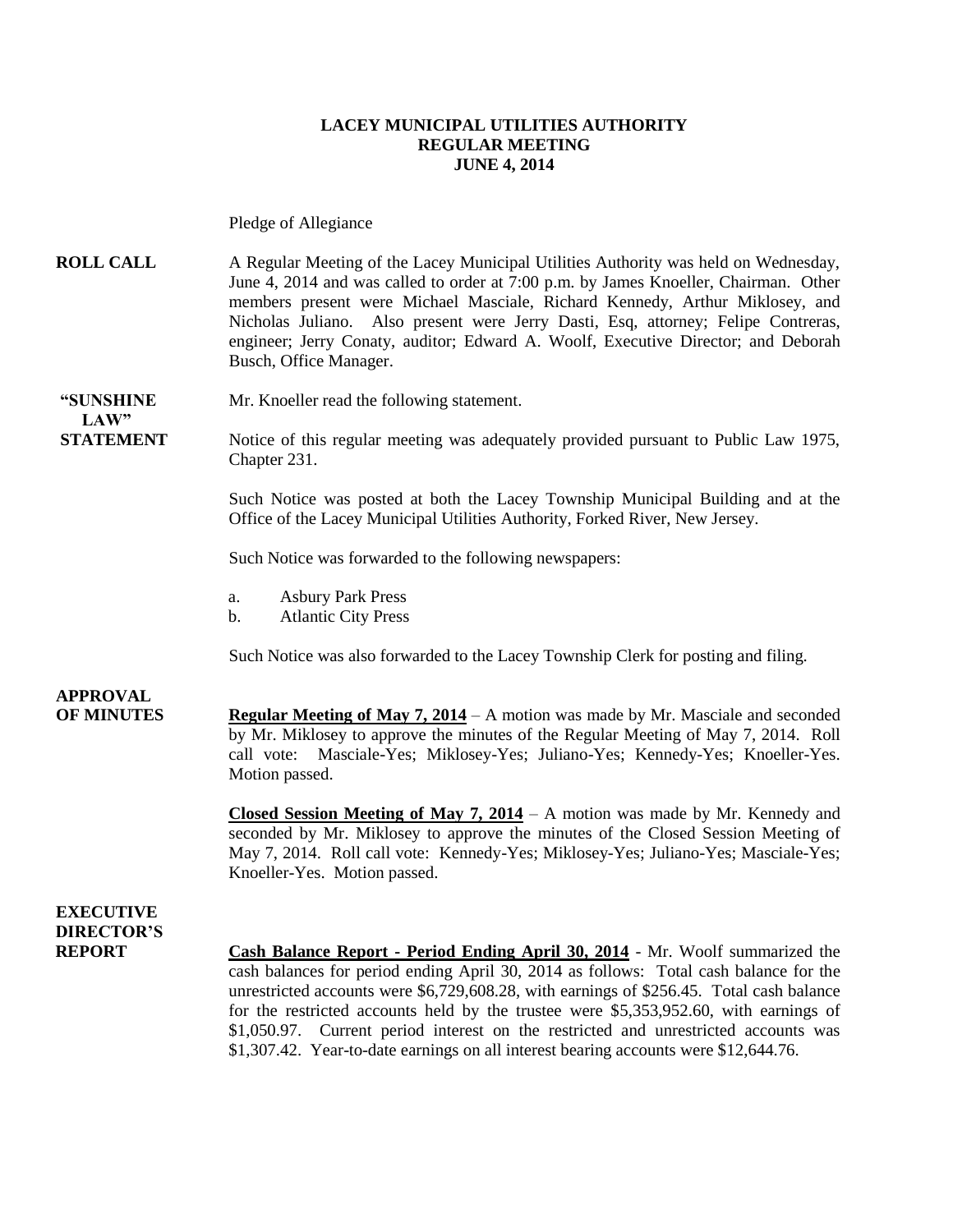# LACEY MUNICIPAL UTILITIES AUTHORITY
## REGULAR MEETING
## JUNE 4, 2014

Pledge of Allegiance

**ROLL CALL**

A Regular Meeting of the Lacey Municipal Utilities Authority was held on Wednesday, June 4, 2014 and was called to order at 7:00 p.m. by James Knoeller, Chairman. Other members present were Michael Masciale, Richard Kennedy, Arthur Miklosey, and Nicholas Juliano. Also present were Jerry Dasti, Esq, attorney; Felipe Contreras, engineer; Jerry Conaty, auditor; Edward A. Woolf, Executive Director; and Deborah Busch, Office Manager.

**"SUNSHINE LAW" STATEMENT**

Mr. Knoeller read the following statement.

Notice of this regular meeting was adequately provided pursuant to Public Law 1975, Chapter 231.

Such Notice was posted at both the Lacey Township Municipal Building and at the Office of the Lacey Municipal Utilities Authority, Forked River, New Jersey.

Such Notice was forwarded to the following newspapers:

a. Asbury Park Press
b. Atlantic City Press

Such Notice was also forwarded to the Lacey Township Clerk for posting and filing.

**APPROVAL OF MINUTES**

**Regular Meeting of May 7, 2014** – A motion was made by Mr. Masciale and seconded by Mr. Miklosey to approve the minutes of the Regular Meeting of May 7, 2014. Roll call vote: Masciale-Yes; Miklosey-Yes; Juliano-Yes; Kennedy-Yes; Knoeller-Yes. Motion passed.

**Closed Session Meeting of May 7, 2014** – A motion was made by Mr. Kennedy and seconded by Mr. Miklosey to approve the minutes of the Closed Session Meeting of May 7, 2014. Roll call vote: Kennedy-Yes; Miklosey-Yes; Juliano-Yes; Masciale-Yes; Knoeller-Yes. Motion passed.

**EXECUTIVE DIRECTOR'S REPORT**

**Cash Balance Report - Period Ending April 30, 2014** - Mr. Woolf summarized the cash balances for period ending April 30, 2014 as follows: Total cash balance for the unrestricted accounts were $6,729,608.28, with earnings of $256.45. Total cash balance for the restricted accounts held by the trustee were $5,353,952.60, with earnings of $1,050.97. Current period interest on the restricted and unrestricted accounts was $1,307.42. Year-to-date earnings on all interest bearing accounts were $12,644.76.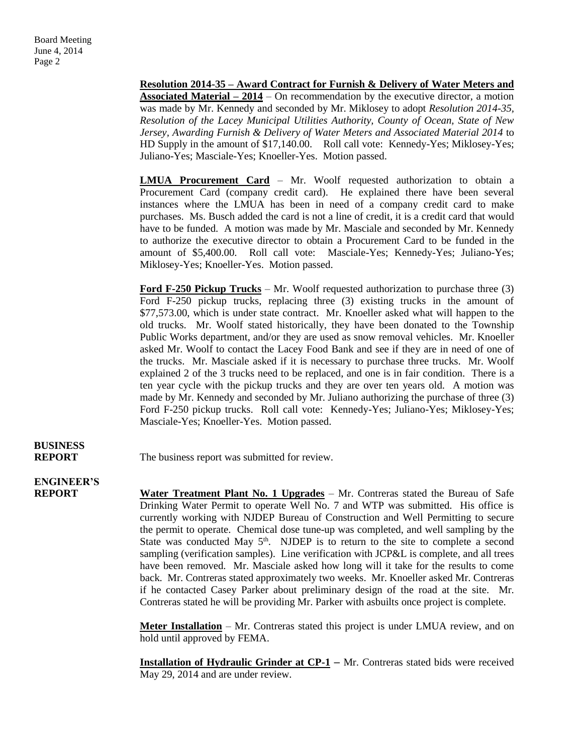**Resolution 2014-35 – Award Contract for Furnish & Delivery of Water Meters and Associated Material – 2014** – On recommendation by the executive director, a motion was made by Mr. Kennedy and seconded by Mr. Miklosey to adopt *Resolution 2014-35, Resolution of the Lacey Municipal Utilities Authority, County of Ocean, State of New Jersey, Awarding Furnish & Delivery of Water Meters and Associated Material 2014* to HD Supply in the amount of $17,140.00. Roll call vote: Kennedy-Yes; Miklosey-Yes; Juliano-Yes; Masciale-Yes; Knoeller-Yes. Motion passed.

**LMUA Procurement Card** – Mr. Woolf requested authorization to obtain a Procurement Card (company credit card). He explained there have been several instances where the LMUA has been in need of a company credit card to make purchases. Ms. Busch added the card is not a line of credit, it is a credit card that would have to be funded. A motion was made by Mr. Masciale and seconded by Mr. Kennedy to authorize the executive director to obtain a Procurement Card to be funded in the amount of $5,400.00. Roll call vote: Masciale-Yes; Kennedy-Yes; Juliano-Yes; Miklosey-Yes; Knoeller-Yes. Motion passed.

**Ford F-250 Pickup Trucks** – Mr. Woolf requested authorization to purchase three (3) Ford F-250 pickup trucks, replacing three (3) existing trucks in the amount of $77,573.00, which is under state contract. Mr. Knoeller asked what will happen to the old trucks. Mr. Woolf stated historically, they have been donated to the Township Public Works department, and/or they are used as snow removal vehicles. Mr. Knoeller asked Mr. Woolf to contact the Lacey Food Bank and see if they are in need of one of the trucks. Mr. Masciale asked if it is necessary to purchase three trucks. Mr. Woolf explained 2 of the 3 trucks need to be replaced, and one is in fair condition. There is a ten year cycle with the pickup trucks and they are over ten years old. A motion was made by Mr. Kennedy and seconded by Mr. Juliano authorizing the purchase of three (3) Ford F-250 pickup trucks. Roll call vote: Kennedy-Yes; Juliano-Yes; Miklosey-Yes; Masciale-Yes; Knoeller-Yes. Motion passed.

**BUSINESS REPORT**

The business report was submitted for review.

**ENGINEER'S REPORT**

**Water Treatment Plant No. 1 Upgrades** – Mr. Contreras stated the Bureau of Safe Drinking Water Permit to operate Well No. 7 and WTP was submitted. His office is currently working with NJDEP Bureau of Construction and Well Permitting to secure the permit to operate. Chemical dose tune-up was completed, and well sampling by the State was conducted May 5th. NJDEP is to return to the site to complete a second sampling (verification samples). Line verification with JCP&L is complete, and all trees have been removed. Mr. Masciale asked how long will it take for the results to come back. Mr. Contreras stated approximately two weeks. Mr. Knoeller asked Mr. Contreras if he contacted Casey Parker about preliminary design of the road at the site. Mr. Contreras stated he will be providing Mr. Parker with asbuilts once project is complete.

**Meter Installation** – Mr. Contreras stated this project is under LMUA review, and on hold until approved by FEMA.

**Installation of Hydraulic Grinder at CP-1 –** Mr. Contreras stated bids were received May 29, 2014 and are under review.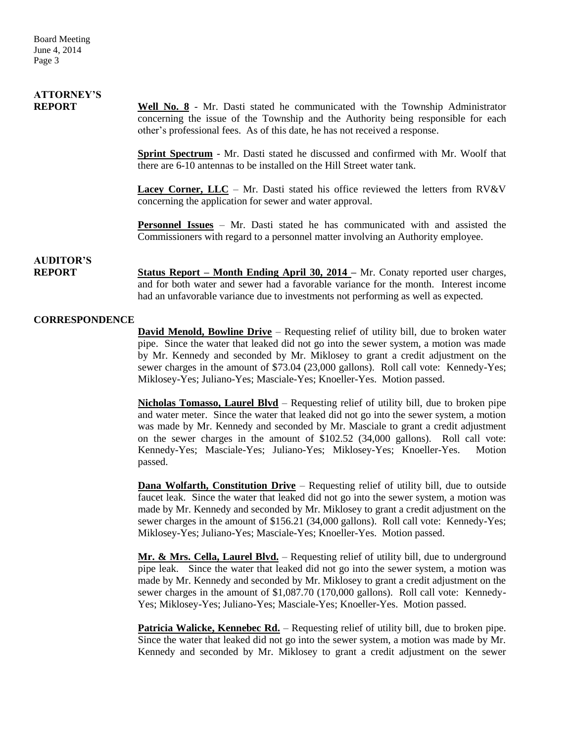**ATTORNEY'S REPORT**

**Well No. 8** - Mr. Dasti stated he communicated with the Township Administrator concerning the issue of the Township and the Authority being responsible for each other's professional fees. As of this date, he has not received a response.

**Sprint Spectrum** - Mr. Dasti stated he discussed and confirmed with Mr. Woolf that there are 6-10 antennas to be installed on the Hill Street water tank.

**Lacey Corner, LLC** – Mr. Dasti stated his office reviewed the letters from RV&V concerning the application for sewer and water approval.

**Personnel Issues** – Mr. Dasti stated he has communicated with and assisted the Commissioners with regard to a personnel matter involving an Authority employee.

**AUDITOR'S REPORT**

**Status Report – Month Ending April 30, 2014** – Mr. Conaty reported user charges, and for both water and sewer had a favorable variance for the month. Interest income had an unfavorable variance due to investments not performing as well as expected.

**CORRESPONDENCE**

**David Menold, Bowline Drive** – Requesting relief of utility bill, due to broken water pipe. Since the water that leaked did not go into the sewer system, a motion was made by Mr. Kennedy and seconded by Mr. Miklosey to grant a credit adjustment on the sewer charges in the amount of $73.04 (23,000 gallons). Roll call vote: Kennedy-Yes; Miklosey-Yes; Juliano-Yes; Masciale-Yes; Knoeller-Yes. Motion passed.

**Nicholas Tomasso, Laurel Blvd** – Requesting relief of utility bill, due to broken pipe and water meter. Since the water that leaked did not go into the sewer system, a motion was made by Mr. Kennedy and seconded by Mr. Masciale to grant a credit adjustment on the sewer charges in the amount of $102.52 (34,000 gallons). Roll call vote: Kennedy-Yes; Masciale-Yes; Juliano-Yes; Miklosey-Yes; Knoeller-Yes. Motion passed.

**Dana Wolfarth, Constitution Drive** – Requesting relief of utility bill, due to outside faucet leak. Since the water that leaked did not go into the sewer system, a motion was made by Mr. Kennedy and seconded by Mr. Miklosey to grant a credit adjustment on the sewer charges in the amount of $156.21 (34,000 gallons). Roll call vote: Kennedy-Yes; Miklosey-Yes; Juliano-Yes; Masciale-Yes; Knoeller-Yes. Motion passed.

**Mr. & Mrs. Cella, Laurel Blvd.** – Requesting relief of utility bill, due to underground pipe leak. Since the water that leaked did not go into the sewer system, a motion was made by Mr. Kennedy and seconded by Mr. Miklosey to grant a credit adjustment on the sewer charges in the amount of $1,087.70 (170,000 gallons). Roll call vote: Kennedy-Yes; Miklosey-Yes; Juliano-Yes; Masciale-Yes; Knoeller-Yes. Motion passed.

**Patricia Walicke, Kennebec Rd.** – Requesting relief of utility bill, due to broken pipe. Since the water that leaked did not go into the sewer system, a motion was made by Mr. Kennedy and seconded by Mr. Miklosey to grant a credit adjustment on the sewer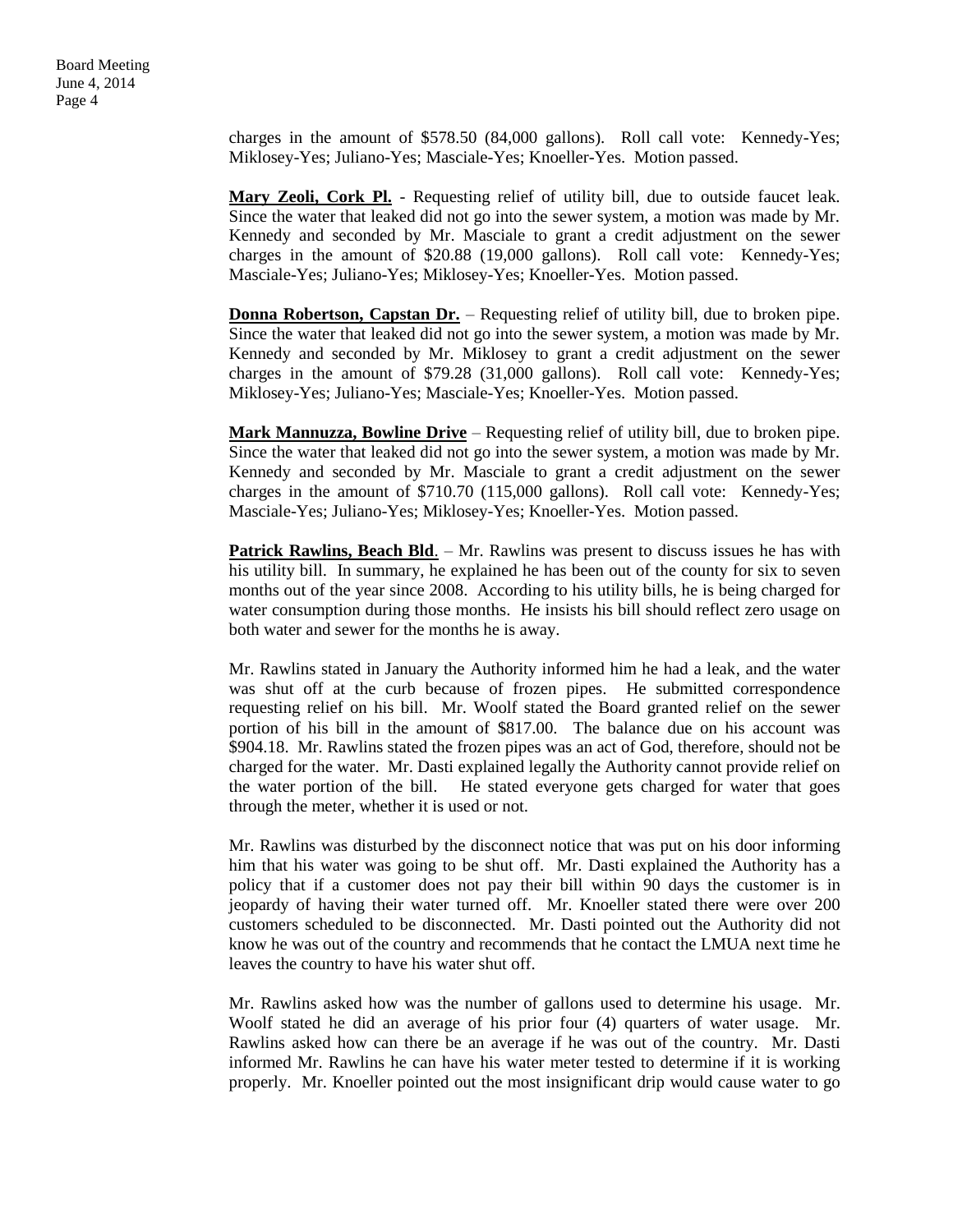charges in the amount of $578.50 (84,000 gallons). Roll call vote: Kennedy-Yes; Miklosey-Yes; Juliano-Yes; Masciale-Yes; Knoeller-Yes. Motion passed.

**Mary Zeoli, Cork Pl.** - Requesting relief of utility bill, due to outside faucet leak. Since the water that leaked did not go into the sewer system, a motion was made by Mr. Kennedy and seconded by Mr. Masciale to grant a credit adjustment on the sewer charges in the amount of $20.88 (19,000 gallons). Roll call vote: Kennedy-Yes; Masciale-Yes; Juliano-Yes; Miklosey-Yes; Knoeller-Yes. Motion passed.

**Donna Robertson, Capstan Dr.** – Requesting relief of utility bill, due to broken pipe. Since the water that leaked did not go into the sewer system, a motion was made by Mr. Kennedy and seconded by Mr. Miklosey to grant a credit adjustment on the sewer charges in the amount of $79.28 (31,000 gallons). Roll call vote: Kennedy-Yes; Miklosey-Yes; Juliano-Yes; Masciale-Yes; Knoeller-Yes. Motion passed.

**Mark Mannuzza, Bowline Drive** – Requesting relief of utility bill, due to broken pipe. Since the water that leaked did not go into the sewer system, a motion was made by Mr. Kennedy and seconded by Mr. Masciale to grant a credit adjustment on the sewer charges in the amount of $710.70 (115,000 gallons). Roll call vote: Kennedy-Yes; Masciale-Yes; Juliano-Yes; Miklosey-Yes; Knoeller-Yes. Motion passed.

**Patrick Rawlins, Beach Bld**. – Mr. Rawlins was present to discuss issues he has with his utility bill. In summary, he explained he has been out of the county for six to seven months out of the year since 2008. According to his utility bills, he is being charged for water consumption during those months. He insists his bill should reflect zero usage on both water and sewer for the months he is away.

Mr. Rawlins stated in January the Authority informed him he had a leak, and the water was shut off at the curb because of frozen pipes. He submitted correspondence requesting relief on his bill. Mr. Woolf stated the Board granted relief on the sewer portion of his bill in the amount of $817.00. The balance due on his account was $904.18. Mr. Rawlins stated the frozen pipes was an act of God, therefore, should not be charged for the water. Mr. Dasti explained legally the Authority cannot provide relief on the water portion of the bill. He stated everyone gets charged for water that goes through the meter, whether it is used or not.

Mr. Rawlins was disturbed by the disconnect notice that was put on his door informing him that his water was going to be shut off. Mr. Dasti explained the Authority has a policy that if a customer does not pay their bill within 90 days the customer is in jeopardy of having their water turned off. Mr. Knoeller stated there were over 200 customers scheduled to be disconnected. Mr. Dasti pointed out the Authority did not know he was out of the country and recommends that he contact the LMUA next time he leaves the country to have his water shut off.

Mr. Rawlins asked how was the number of gallons used to determine his usage. Mr. Woolf stated he did an average of his prior four (4) quarters of water usage. Mr. Rawlins asked how can there be an average if he was out of the country. Mr. Dasti informed Mr. Rawlins he can have his water meter tested to determine if it is working properly. Mr. Knoeller pointed out the most insignificant drip would cause water to go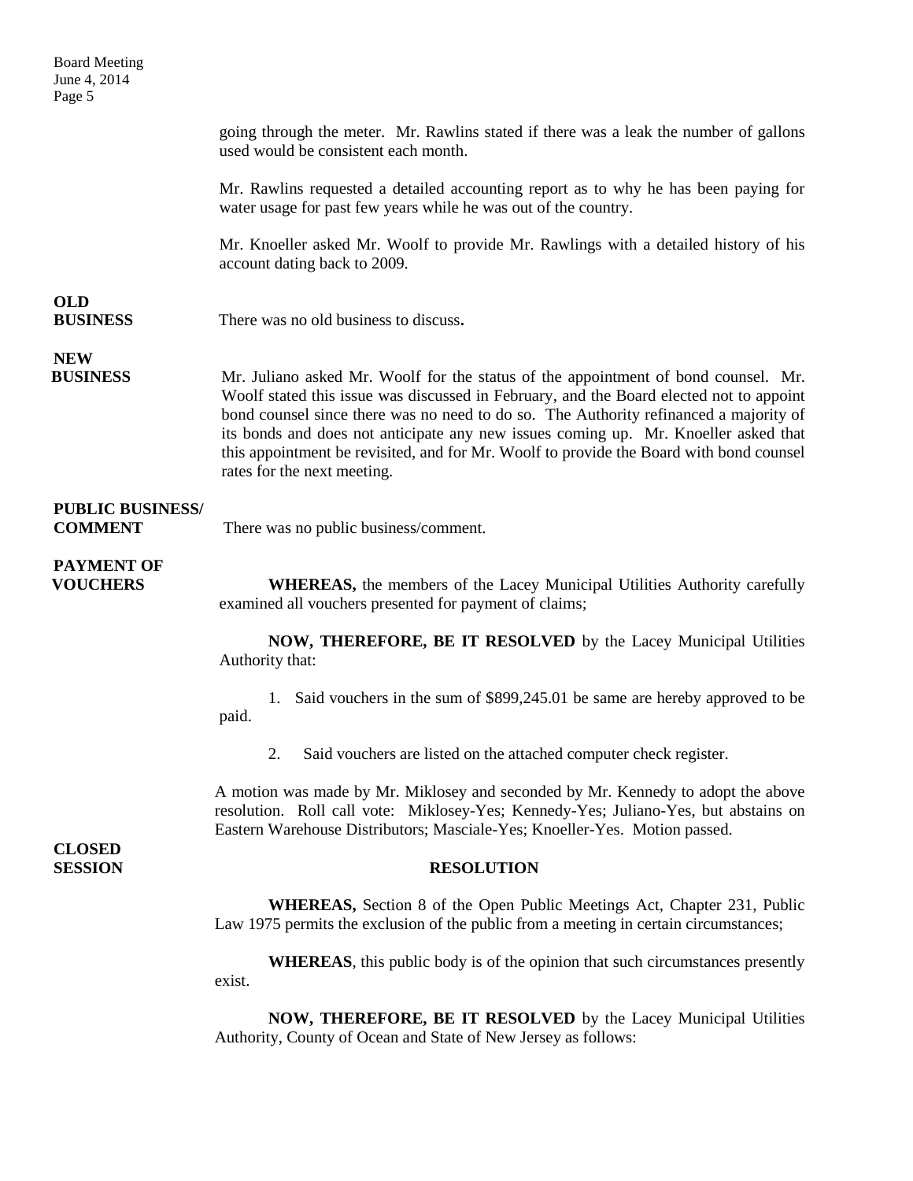going through the meter. Mr. Rawlins stated if there was a leak the number of gallons used would be consistent each month.

Mr. Rawlins requested a detailed accounting report as to why he has been paying for water usage for past few years while he was out of the country.

Mr. Knoeller asked Mr. Woolf to provide Mr. Rawlings with a detailed history of his account dating back to 2009.

**OLD BUSINESS**

There was no old business to discuss**.**

**NEW BUSINESS**

Mr. Juliano asked Mr. Woolf for the status of the appointment of bond counsel. Mr. Woolf stated this issue was discussed in February, and the Board elected not to appoint bond counsel since there was no need to do so. The Authority refinanced a majority of its bonds and does not anticipate any new issues coming up. Mr. Knoeller asked that this appointment be revisited, and for Mr. Woolf to provide the Board with bond counsel rates for the next meeting.

**PUBLIC BUSINESS/ COMMENT**

There was no public business/comment.

**PAYMENT OF VOUCHERS**

**WHEREAS,** the members of the Lacey Municipal Utilities Authority carefully examined all vouchers presented for payment of claims;

**NOW, THEREFORE, BE IT RESOLVED** by the Lacey Municipal Utilities Authority that:

1. Said vouchers in the sum of $899,245.01 be same are hereby approved to be paid.

2. Said vouchers are listed on the attached computer check register.

A motion was made by Mr. Miklosey and seconded by Mr. Kennedy to adopt the above resolution. Roll call vote: Miklosey-Yes; Kennedy-Yes; Juliano-Yes, but abstains on Eastern Warehouse Distributors; Masciale-Yes; Knoeller-Yes. Motion passed.

**CLOSED SESSION**

**RESOLUTION**

**WHEREAS,** Section 8 of the Open Public Meetings Act, Chapter 231, Public Law 1975 permits the exclusion of the public from a meeting in certain circumstances;

**WHEREAS**, this public body is of the opinion that such circumstances presently exist.

**NOW, THEREFORE, BE IT RESOLVED** by the Lacey Municipal Utilities Authority, County of Ocean and State of New Jersey as follows: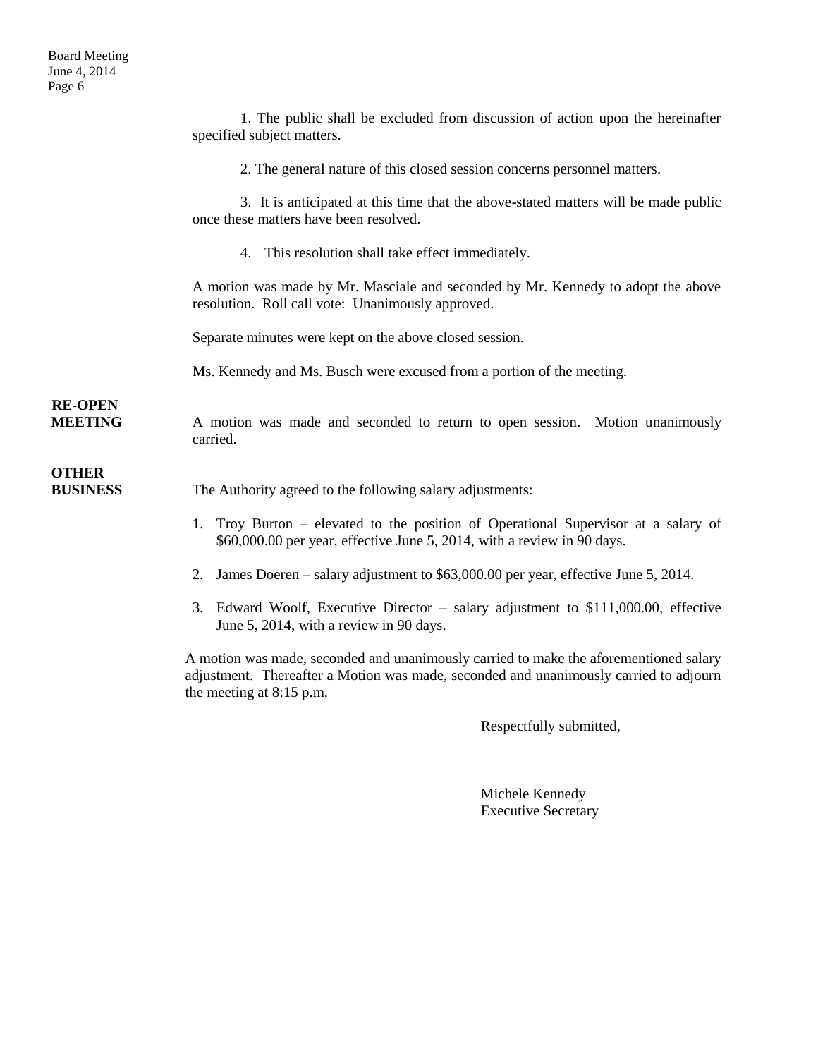1. The public shall be excluded from discussion of action upon the hereinafter specified subject matters.

2. The general nature of this closed session concerns personnel matters.

3. It is anticipated at this time that the above-stated matters will be made public once these matters have been resolved.

4. This resolution shall take effect immediately.

A motion was made by Mr. Masciale and seconded by Mr. Kennedy to adopt the above resolution. Roll call vote: Unanimously approved.

Separate minutes were kept on the above closed session.

Ms. Kennedy and Ms. Busch were excused from a portion of the meeting.

**RE-OPEN MEETING**

A motion was made and seconded to return to open session. Motion unanimously carried.

**OTHER BUSINESS**

The Authority agreed to the following salary adjustments:

1. Troy Burton – elevated to the position of Operational Supervisor at a salary of $60,000.00 per year, effective June 5, 2014, with a review in 90 days.
2. James Doeren – salary adjustment to $63,000.00 per year, effective June 5, 2014.
3. Edward Woolf, Executive Director – salary adjustment to $111,000.00, effective June 5, 2014, with a review in 90 days.

A motion was made, seconded and unanimously carried to make the aforementioned salary adjustment. Thereafter a Motion was made, seconded and unanimously carried to adjourn the meeting at 8:15 p.m.

Respectfully submitted,

Michele Kennedy
Executive Secretary